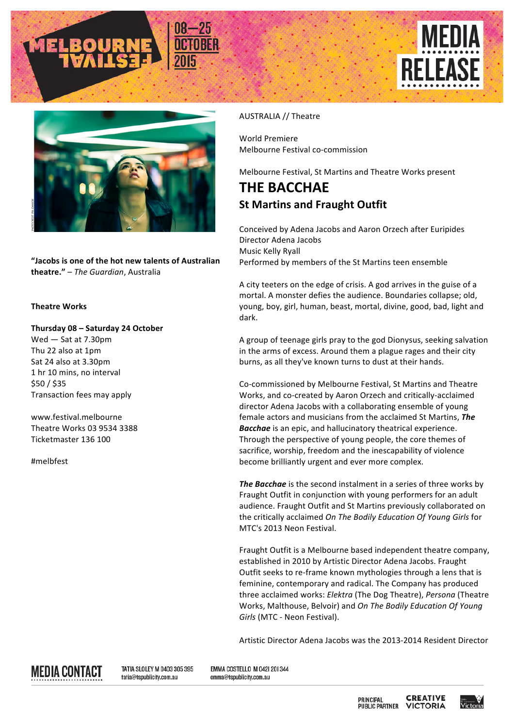MELBOURNE FESTIVAL 08—25 OCTOBER 2015

MEDIA RELEASE

**"Jacobs is one of the hot new talents of Australian theatre."** – *The Guardian*, Australia

**Theatre Works**

**Thursday 08 – Saturday 24 October**
Wed — Sat at 7.30pm
Thu 22 also at 1pm
Sat 24 also at 3.30pm
1 hr 10 mins, no interval
$50 / $35
Transaction fees may apply

www.festival.melbourne
Theatre Works 03 9534 3388
Ticketmaster 136 100

#melbfest

AUSTRALIA // Theatre

World Premiere
Melbourne Festival co-commission

Melbourne Festival, St Martins and Theatre Works present

# THE BACCHAE

## St Martins and Fraught Outfit

Conceived by Adena Jacobs and Aaron Orzech after Euripides
Director Adena Jacobs
Music Kelly Ryall
Performed by members of the St Martins teen ensemble

A city teeters on the edge of crisis. A god arrives in the guise of a mortal. A monster defies the audience. Boundaries collapse; old, young, boy, girl, human, beast, mortal, divine, good, bad, light and dark.

A group of teenage girls pray to the god Dionysus, seeking salvation in the arms of excess. Around them a plague rages and their city burns, as all they've known turns to dust at their hands.

Co-commissioned by Melbourne Festival, St Martins and Theatre Works, and co-created by Aaron Orzech and critically-acclaimed director Adena Jacobs with a collaborating ensemble of young female actors and musicians from the acclaimed St Martins, ***The Bacchae*** is an epic, and hallucinatory theatrical experience. Through the perspective of young people, the core themes of sacrifice, worship, freedom and the inescapability of violence become brilliantly urgent and ever more complex.

***The Bacchae*** is the second instalment in a series of three works by Fraught Outfit in conjunction with young performers for an adult audience. Fraught Outfit and St Martins previously collaborated on the critically acclaimed *On The Bodily Education Of Young Girls* for MTC's 2013 Neon Festival.

Fraught Outfit is a Melbourne based independent theatre company, established in 2010 by Artistic Director Adena Jacobs. Fraught Outfit seeks to re-frame known mythologies through a lens that is feminine, contemporary and radical. The Company has produced three acclaimed works: *Elektra* (The Dog Theatre), *Persona* (Theatre Works, Malthouse, Belvoir) and *On The Bodily Education Of Young Girls* (MTC - Neon Festival).

Artistic Director Adena Jacobs was the 2013-2014 Resident Director

MEDIA CONTACT
TATIA SLOLEY M 0403 305 395 tatia@tspublicity.com.au
EMMA COSTELLO M 0421 201 344 emma@tspublicity.com.au

PRINCIPAL PUBLIC PARTNER CREATIVE VICTORIA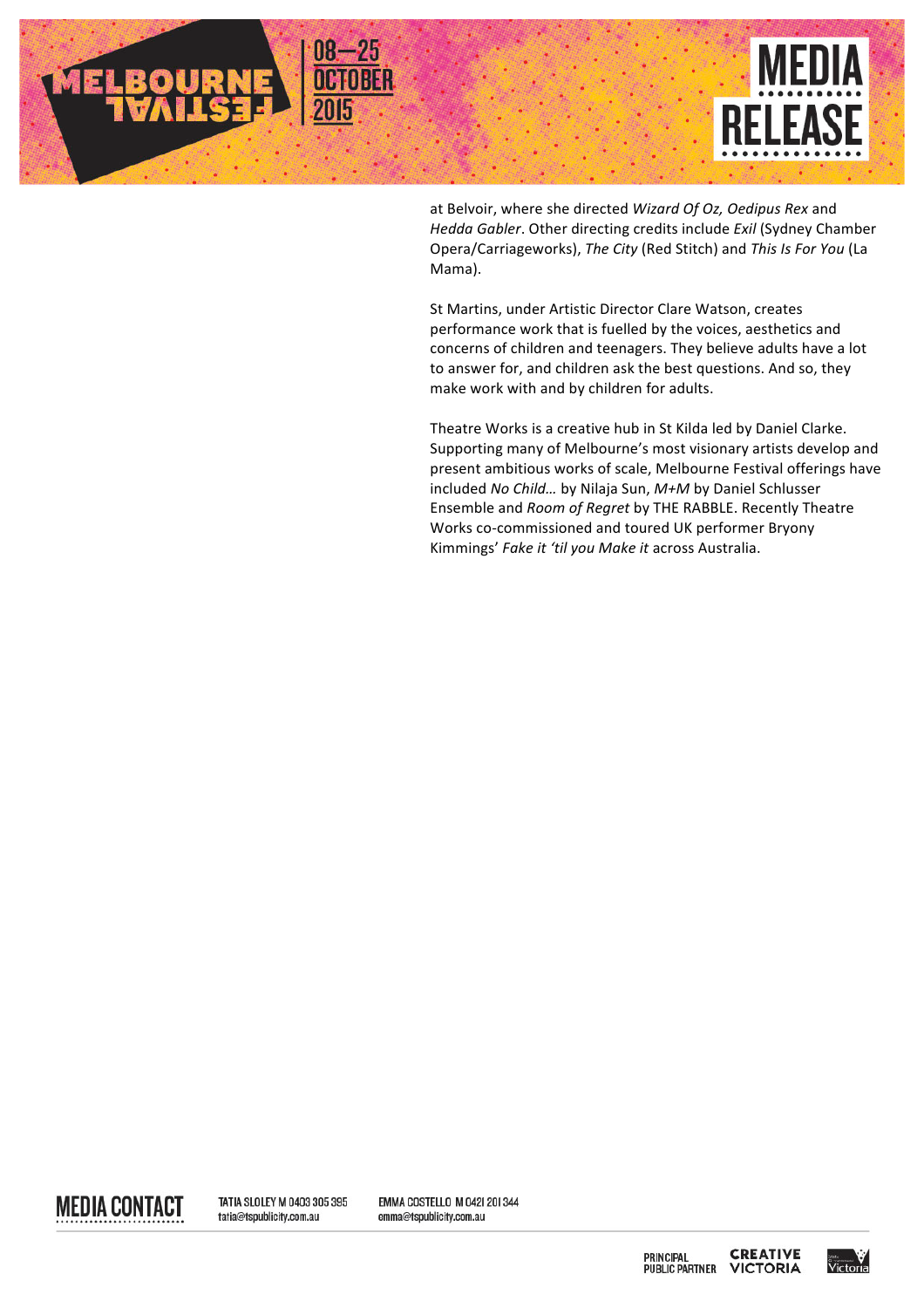at Belvoir, where she directed *Wizard Of Oz, Oedipus Rex* and *Hedda Gabler*. Other directing credits include *Exil* (Sydney Chamber Opera/Carriageworks), *The City* (Red Stitch) and *This Is For You* (La Mama).

St Martins, under Artistic Director Clare Watson, creates performance work that is fuelled by the voices, aesthetics and concerns of children and teenagers. They believe adults have a lot to answer for, and children ask the best questions. And so, they make work with and by children for adults.

Theatre Works is a creative hub in St Kilda led by Daniel Clarke. Supporting many of Melbourne's most visionary artists develop and present ambitious works of scale, Melbourne Festival offerings have included *No Child…* by Nilaja Sun, *M+M* by Daniel Schlusser Ensemble and *Room of Regret* by THE RABBLE. Recently Theatre Works co-commissioned and toured UK performer Bryony Kimmings' *Fake it 'til you Make it* across Australia.

**MEDIA CONTACT**

TATIA SLOLEY M 0403 305 395
tatia@tspublicity.com.au

EMMA COSTELLO M 0421 201 344
emma@tspublicity.com.au

PRINCIPAL PUBLIC PARTNER CREATIVE VICTORIA